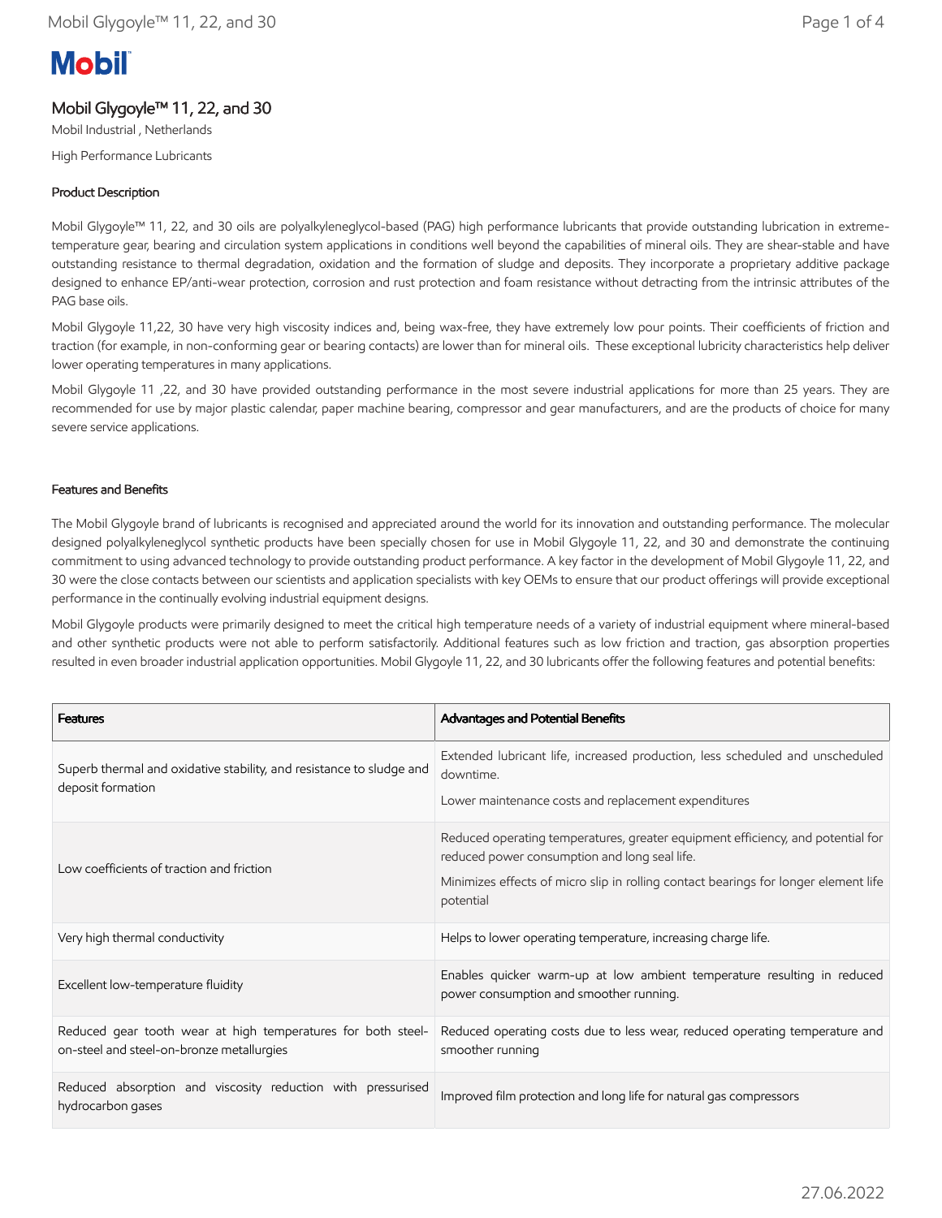# Mobil Glygoyle™ 11, 22, and 30

Mobil Industrial , Netherlands

High Performance Lubricants

## Product Description

Mobil Glygoyle™ 11, 22, and 30 oils are polyalkyleneglycol-based (PAG) high performance lubricants that provide outstanding lubrication in extreme-temperature gear, bearing and circulation system applications in conditions well beyond the capabilities of mineral oils. They are shear-stable and have outstanding resistance to thermal degradation, oxidation and the formation of sludge and deposits. They incorporate a proprietary additive package designed to enhance EP/anti-wear protection, corrosion and rust protection and foam resistance without detracting from the intrinsic attributes of the PAG base oils.

Mobil Glygoyle 11,22, 30 have very high viscosity indices and, being wax-free, they have extremely low pour points. Their coefficients of friction and traction (for example, in non-conforming gear or bearing contacts) are lower than for mineral oils. These exceptional lubricity characteristics help deliver lower operating temperatures in many applications.

Mobil Glygoyle 11 ,22, and 30 have provided outstanding performance in the most severe industrial applications for more than 25 years. They are recommended for use by major plastic calendar, paper machine bearing, compressor and gear manufacturers, and are the products of choice for many severe service applications.

## Features and Benefits

The Mobil Glygoyle brand of lubricants is recognised and appreciated around the world for its innovation and outstanding performance. The molecular designed polyalkyleneglycol synthetic products have been specially chosen for use in Mobil Glygoyle 11, 22, and 30 and demonstrate the continuing commitment to using advanced technology to provide outstanding product performance. A key factor in the development of Mobil Glygoyle 11, 22, and 30 were the close contacts between our scientists and application specialists with key OEMs to ensure that our product offerings will provide exceptional performance in the continually evolving industrial equipment designs.

Mobil Glygoyle products were primarily designed to meet the critical high temperature needs of a variety of industrial equipment where mineral-based and other synthetic products were not able to perform satisfactorily. Additional features such as low friction and traction, gas absorption properties resulted in even broader industrial application opportunities. Mobil Glygoyle 11, 22, and 30 lubricants offer the following features and potential benefits:

| Features | Advantages and Potential Benefits |
|---|---|
| Superb thermal and oxidative stability, and resistance to sludge and deposit formation | Extended lubricant life, increased production, less scheduled and unscheduled downtime.<br><br>Lower maintenance costs and replacement expenditures |
| Low coefficients of traction and friction | Reduced operating temperatures, greater equipment efficiency, and potential for reduced power consumption and long seal life.<br><br>Minimizes effects of micro slip in rolling contact bearings for longer element life potential |
| Very high thermal conductivity | Helps to lower operating temperature, increasing charge life. |
| Excellent low-temperature fluidity | Enables quicker warm-up at low ambient temperature resulting in reduced power consumption and smoother running. |
| Reduced gear tooth wear at high temperatures for both steel-on-steel and steel-on-bronze metallurgies | Reduced operating costs due to less wear, reduced operating temperature and smoother running |
| Reduced absorption and viscosity reduction with pressurised hydrocarbon gases | Improved film protection and long life for natural gas compressors |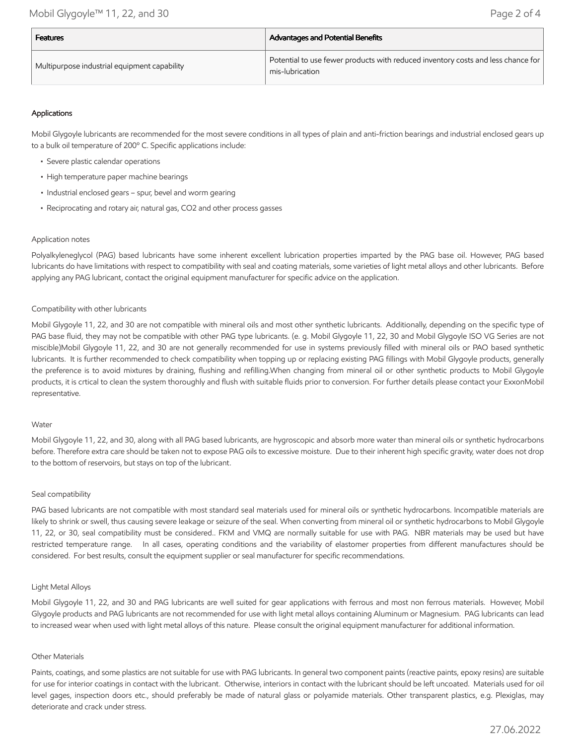| Features | Advantages and Potential Benefits |
| --- | --- |
| Multipurpose industrial equipment capability | Potential to use fewer products with reduced inventory costs and less chance for mis-lubrication |

### Applications

Mobil Glygoyle lubricants are recommended for the most severe conditions in all types of plain and anti-friction bearings and industrial enclosed gears up to a bulk oil temperature of 200° C. Specific applications include:

- Severe plastic calendar operations
- High temperature paper machine bearings
- Industrial enclosed gears – spur, bevel and worm gearing
- Reciprocating and rotary air, natural gas, CO2 and other process gasses

#### Application notes

Polyalkyleneglycol (PAG) based lubricants have some inherent excellent lubrication properties imparted by the PAG base oil. However, PAG based lubricants do have limitations with respect to compatibility with seal and coating materials, some varieties of light metal alloys and other lubricants. Before applying any PAG lubricant, contact the original equipment manufacturer for specific advice on the application.

#### Compatibility with other lubricants

Mobil Glygoyle 11, 22, and 30 are not compatible with mineral oils and most other synthetic lubricants. Additionally, depending on the specific type of PAG base fluid, they may not be compatible with other PAG type lubricants. (e. g. Mobil Glygoyle 11, 22, 30 and Mobil Glygoyle ISO VG Series are not miscible)Mobil Glygoyle 11, 22, and 30 are not generally recommended for use in systems previously filled with mineral oils or PAO based synthetic lubricants. It is further recommended to check compatibility when topping up or replacing existing PAG fillings with Mobil Glygoyle products, generally the preference is to avoid mixtures by draining, flushing and refilling.When changing from mineral oil or other synthetic products to Mobil Glygoyle products, it is crtical to clean the system thoroughly and flush with suitable fluids prior to conversion. For further details please contact your ExxonMobil representative.

#### Water

Mobil Glygoyle 11, 22, and 30, along with all PAG based lubricants, are hygroscopic and absorb more water than mineral oils or synthetic hydrocarbons before. Therefore extra care should be taken not to expose PAG oils to excessive moisture. Due to their inherent high specific gravity, water does not drop to the bottom of reservoirs, but stays on top of the lubricant.

#### Seal compatibility

PAG based lubricants are not compatible with most standard seal materials used for mineral oils or synthetic hydrocarbons. Incompatible materials are likely to shrink or swell, thus causing severe leakage or seizure of the seal. When converting from mineral oil or synthetic hydrocarbons to Mobil Glygoyle 11, 22, or 30, seal compatibility must be considered.. FKM and VMQ are normally suitable for use with PAG. NBR materials may be used but have restricted temperature range. In all cases, operating conditions and the variability of elastomer properties from different manufactures should be considered. For best results, consult the equipment supplier or seal manufacturer for specific recommendations.

#### Light Metal Alloys

Mobil Glygoyle 11, 22, and 30 and PAG lubricants are well suited for gear applications with ferrous and most non ferrous materials. However, Mobil Glygoyle products and PAG lubricants are not recommended for use with light metal alloys containing Aluminum or Magnesium. PAG lubricants can lead to increased wear when used with light metal alloys of this nature. Please consult the original equipment manufacturer for additional information.

#### Other Materials

Paints, coatings, and some plastics are not suitable for use with PAG lubricants. In general two component paints (reactive paints, epoxy resins) are suitable for use for interior coatings in contact with the lubricant. Otherwise, interiors in contact with the lubricant should be left uncoated. Materials used for oil level gages, inspection doors etc., should preferably be made of natural glass or polyamide materials. Other transparent plastics, e.g. Plexiglas, may deteriorate and crack under stress.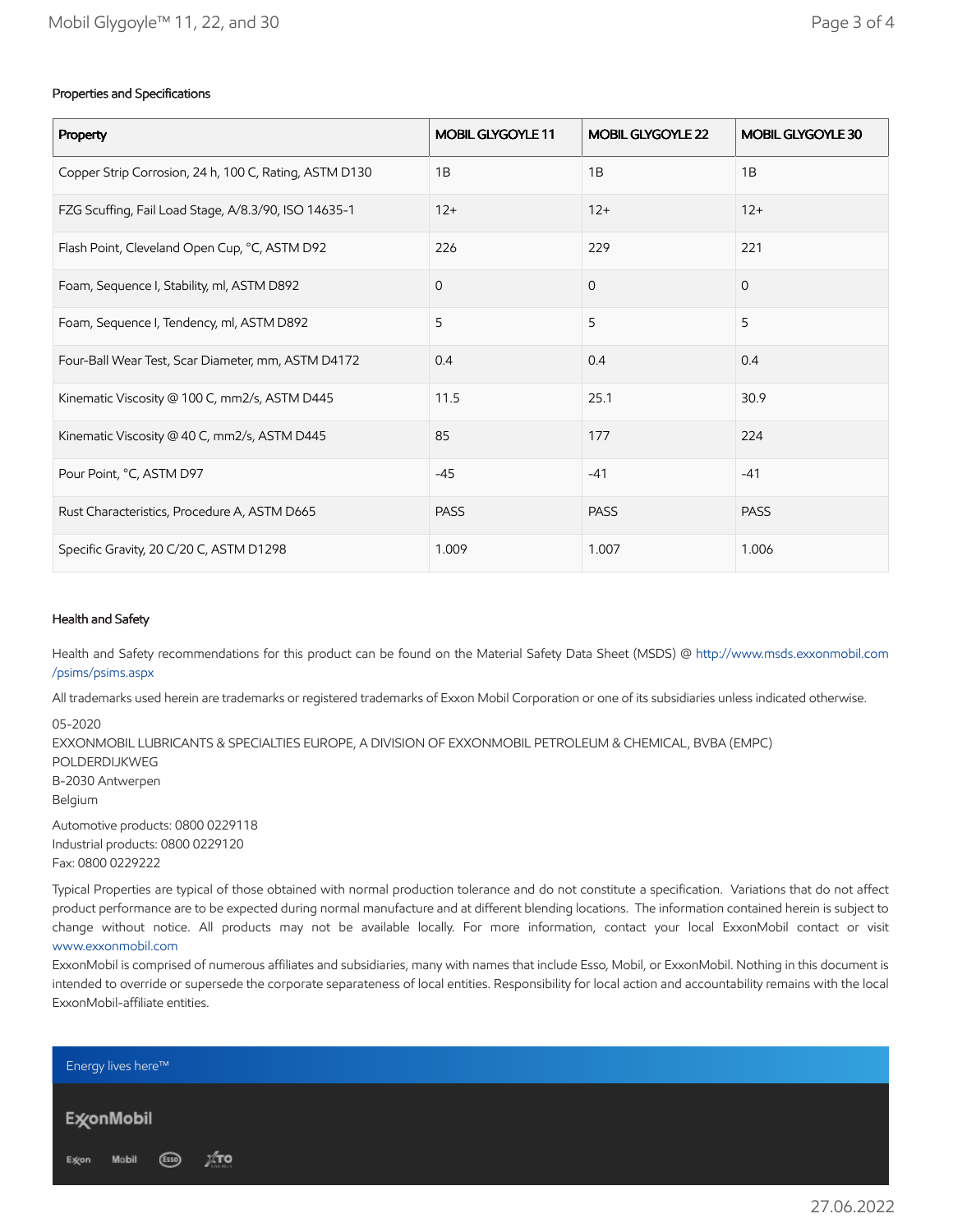### Properties and Specifications

| Property | MOBIL GLYGOYLE 11 | MOBIL GLYGOYLE 22 | MOBIL GLYGOYLE 30 |
|---|---|---|---|
| Copper Strip Corrosion, 24 h, 100 C, Rating, ASTM D130 | 1B | 1B | 1B |
| FZG Scuffing, Fail Load Stage, A/8.3/90, ISO 14635-1 | 12+ | 12+ | 12+ |
| Flash Point, Cleveland Open Cup, °C, ASTM D92 | 226 | 229 | 221 |
| Foam, Sequence I, Stability, ml, ASTM D892 | 0 | 0 | 0 |
| Foam, Sequence I, Tendency, ml, ASTM D892 | 5 | 5 | 5 |
| Four-Ball Wear Test, Scar Diameter, mm, ASTM D4172 | 0.4 | 0.4 | 0.4 |
| Kinematic Viscosity @ 100 C, mm2/s, ASTM D445 | 11.5 | 25.1 | 30.9 |
| Kinematic Viscosity @ 40 C, mm2/s, ASTM D445 | 85 | 177 | 224 |
| Pour Point, °C, ASTM D97 | -45 | -41 | -41 |
| Rust Characteristics, Procedure A, ASTM D665 | PASS | PASS | PASS |
| Specific Gravity, 20 C/20 C, ASTM D1298 | 1.009 | 1.007 | 1.006 |

### Health and Safety

Health and Safety recommendations for this product can be found on the Material Safety Data Sheet (MSDS) @ http://www.msds.exxonmobil.com/psims/psims.aspx

All trademarks used herein are trademarks or registered trademarks of Exxon Mobil Corporation or one of its subsidiaries unless indicated otherwise.

05-2020
EXXONMOBIL LUBRICANTS & SPECIALTIES EUROPE, A DIVISION OF EXXONMOBIL PETROLEUM & CHEMICAL, BVBA (EMPC)
POLDERDIJKWEG
B-2030 Antwerpen
Belgium

Automotive products: 0800 0229118
Industrial products: 0800 0229120
Fax: 0800 0229222

Typical Properties are typical of those obtained with normal production tolerance and do not constitute a specification. Variations that do not affect product performance are to be expected during normal manufacture and at different blending locations. The information contained herein is subject to change without notice. All products may not be available locally. For more information, contact your local ExxonMobil contact or visit www.exxonmobil.com

ExxonMobil is comprised of numerous affiliates and subsidiaries, many with names that include Esso, Mobil, or ExxonMobil. Nothing in this document is intended to override or supersede the corporate separateness of local entities. Responsibility for local action and accountability remains with the local ExxonMobil-affiliate entities.

Energy lives here™

ExxonMobil

Exxon Mobil Esso XTO

27.06.2022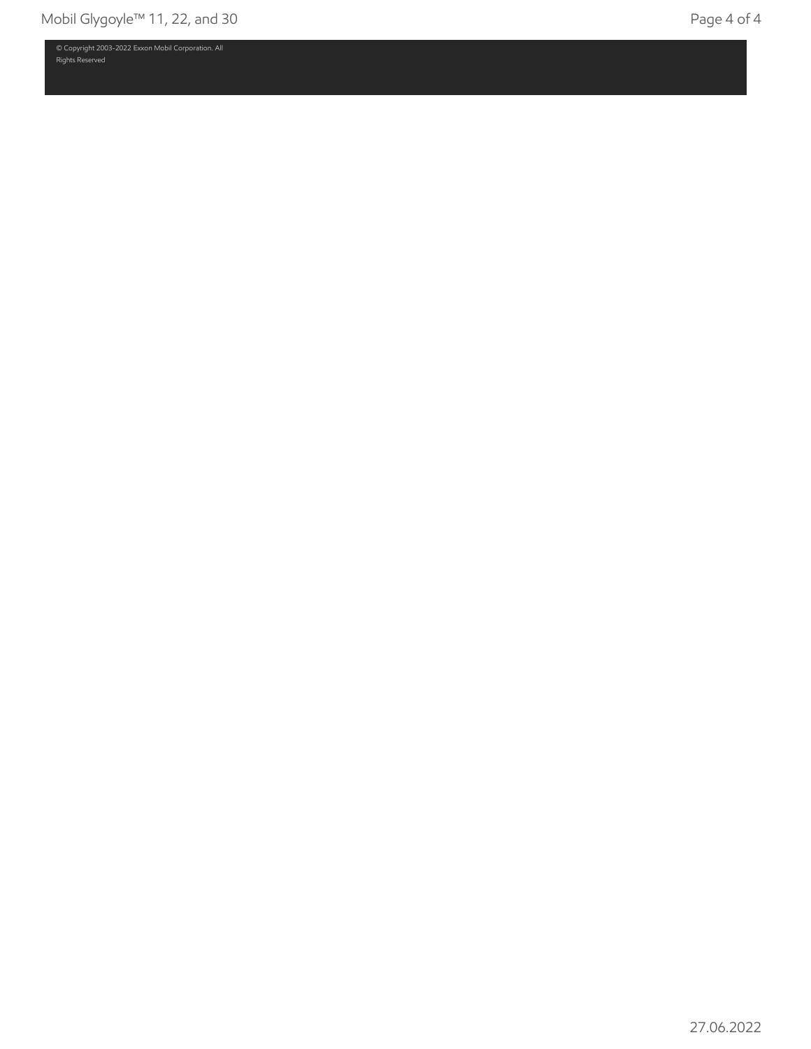© Copyright 2003-2022 Exxon Mobil Corporation. All Rights Reserved